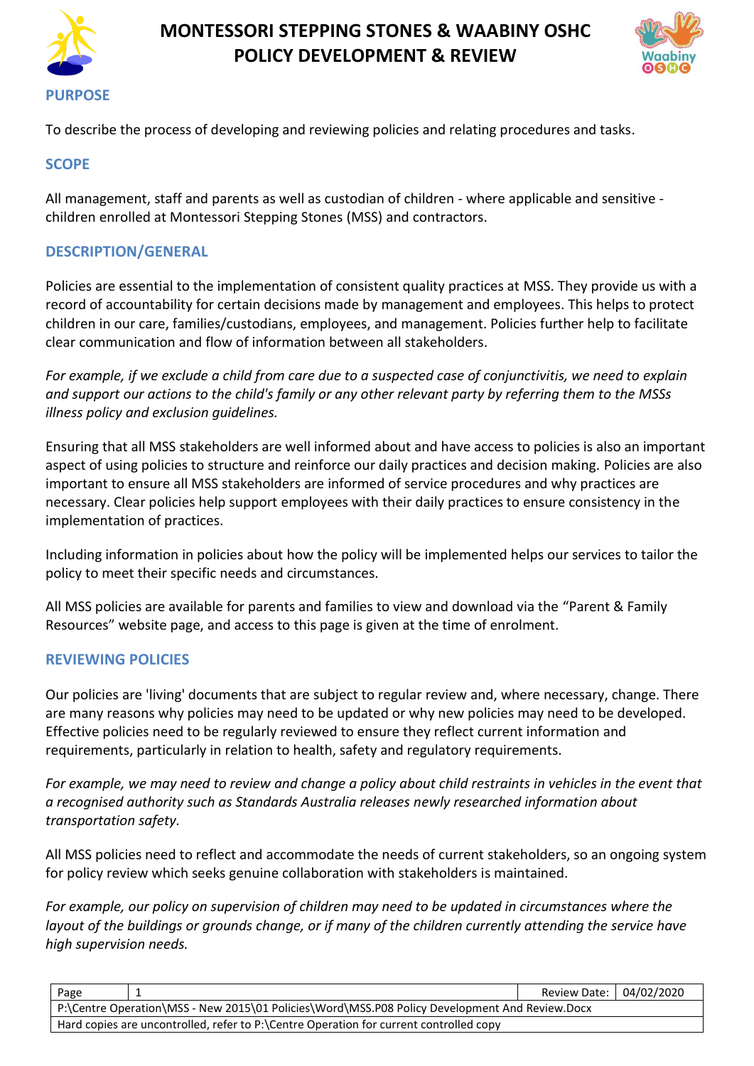# MONTESSORI STEPPING STONES & WAABINY OSHC POLICY DEVELOPMENT & REVIEW

## PURPOSE

To describe the process of developing and reviewing policies and relating procedures and tasks.

## SCOPE

All management, staff and parents as well as custodian of children - where applicable and sensitive - children enrolled at Montessori Stepping Stones (MSS) and contractors.

## DESCRIPTION/GENERAL

Policies are essential to the implementation of consistent quality practices at MSS. They provide us with a record of accountability for certain decisions made by management and employees. This helps to protect children in our care, families/custodians, employees, and management. Policies further help to facilitate clear communication and flow of information between all stakeholders.

*For example, if we exclude a child from care due to a suspected case of conjunctivitis, we need to explain and support our actions to the child's family or any other relevant party by referring them to the MSSs illness policy and exclusion guidelines.*

Ensuring that all MSS stakeholders are well informed about and have access to policies is also an important aspect of using policies to structure and reinforce our daily practices and decision making. Policies are also important to ensure all MSS stakeholders are informed of service procedures and why practices are necessary. Clear policies help support employees with their daily practices to ensure consistency in the implementation of practices.

Including information in policies about how the policy will be implemented helps our services to tailor the policy to meet their specific needs and circumstances.

All MSS policies are available for parents and families to view and download via the "Parent & Family Resources" website page, and access to this page is given at the time of enrolment.

## REVIEWING POLICIES

Our policies are 'living' documents that are subject to regular review and, where necessary, change. There are many reasons why policies may need to be updated or why new policies may need to be developed. Effective policies need to be regularly reviewed to ensure they reflect current information and requirements, particularly in relation to health, safety and regulatory requirements.

*For example, we may need to review and change a policy about child restraints in vehicles in the event that a recognised authority such as Standards Australia releases newly researched information about transportation safety.*

All MSS policies need to reflect and accommodate the needs of current stakeholders, so an ongoing system for policy review which seeks genuine collaboration with stakeholders is maintained.

*For example, our policy on supervision of children may need to be updated in circumstances where the layout of the buildings or grounds change, or if many of the children currently attending the service have high supervision needs.*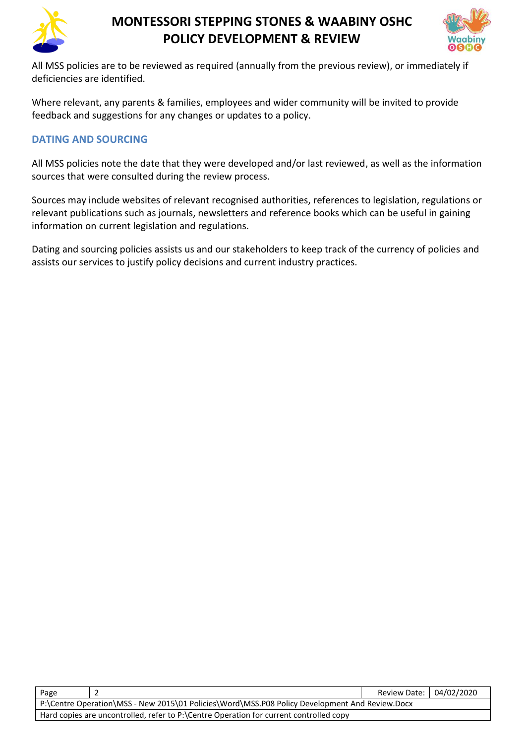All MSS policies are to be reviewed as required (annually from the previous review), or immediately if deficiencies are identified.

Where relevant, any parents & families, employees and wider community will be invited to provide feedback and suggestions for any changes or updates to a policy.

## DATING AND SOURCING

All MSS policies note the date that they were developed and/or last reviewed, as well as the information sources that were consulted during the review process.

Sources may include websites of relevant recognised authorities, references to legislation, regulations or relevant publications such as journals, newsletters and reference books which can be useful in gaining information on current legislation and regulations.

Dating and sourcing policies assists us and our stakeholders to keep track of the currency of policies and assists our services to justify policy decisions and current industry practices.